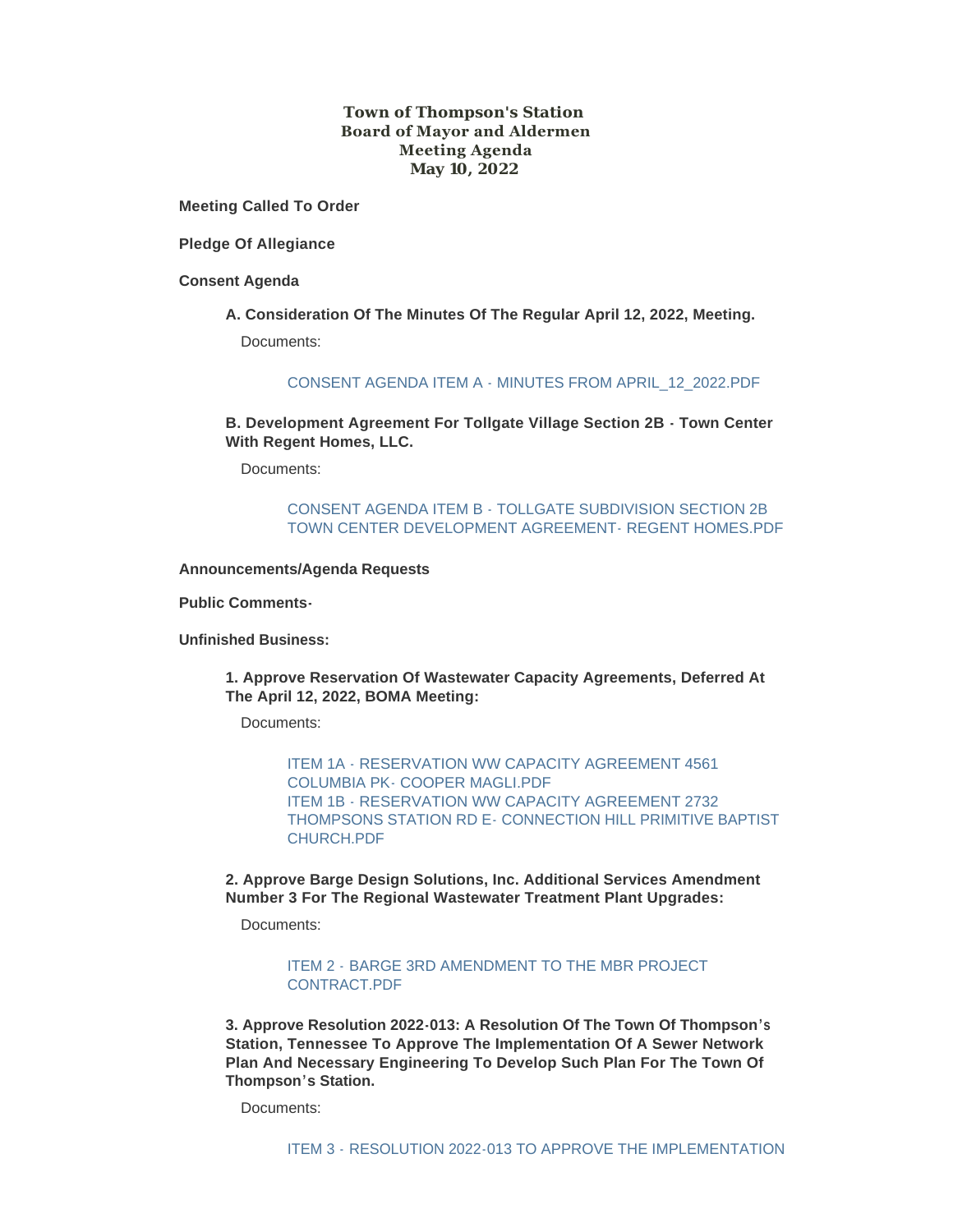# Town of Thompson's Station
## Board of Mayor and Aldermen
## Meeting Agenda
## May 10, 2022

**Meeting Called To Order**

**Pledge Of Allegiance**

**Consent Agenda**

**A. Consideration Of The Minutes Of The Regular April 12, 2022, Meeting.**

Documents:

CONSENT AGENDA ITEM A - MINUTES FROM APRIL_12_2022.PDF

**B. Development Agreement For Tollgate Village Section 2B - Town Center With Regent Homes, LLC.**

Documents:

CONSENT AGENDA ITEM B - TOLLGATE SUBDIVISION SECTION 2B TOWN CENTER DEVELOPMENT AGREEMENT- REGENT HOMES.PDF

**Announcements/Agenda Requests**

**Public Comments-**

**Unfinished Business:**

**1. Approve Reservation Of Wastewater Capacity Agreements, Deferred At The April 12, 2022, BOMA Meeting:**

Documents:

ITEM 1A - RESERVATION WW CAPACITY AGREEMENT 4561 COLUMBIA PK- COOPER MAGLI.PDF
ITEM 1B - RESERVATION WW CAPACITY AGREEMENT 2732 THOMPSONS STATION RD E- CONNECTION HILL PRIMITIVE BAPTIST CHURCH.PDF

**2. Approve Barge Design Solutions, Inc. Additional Services Amendment Number 3 For The Regional Wastewater Treatment Plant Upgrades:**

Documents:

ITEM 2 - BARGE 3RD AMENDMENT TO THE MBR PROJECT CONTRACT.PDF

**3. Approve Resolution 2022-013: A Resolution Of The Town Of Thompson's Station, Tennessee To Approve The Implementation Of A Sewer Network Plan And Necessary Engineering To Develop Such Plan For The Town Of Thompson's Station.**

Documents:

ITEM 3 - RESOLUTION 2022-013 TO APPROVE THE IMPLEMENTATION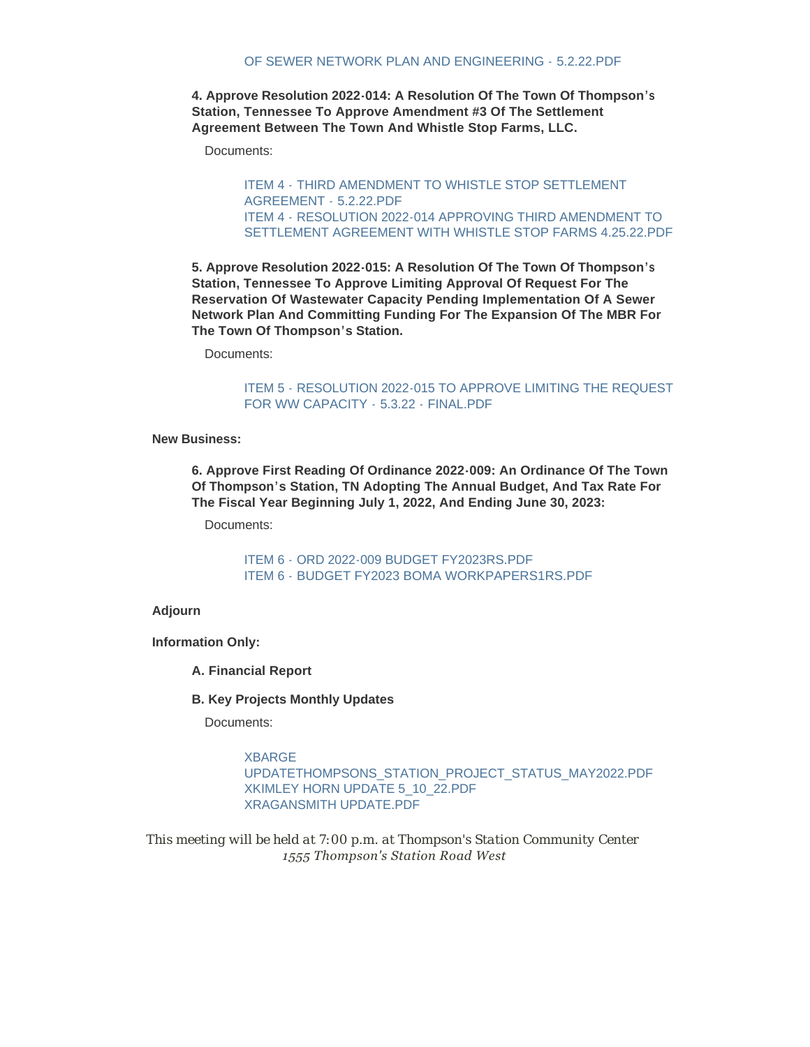OF SEWER NETWORK PLAN AND ENGINEERING - 5.2.22.PDF

**4. Approve Resolution 2022-014: A Resolution Of The Town Of Thompson's Station, Tennessee To Approve Amendment #3 Of The Settlement Agreement Between The Town And Whistle Stop Farms, LLC.**

Documents:

ITEM 4 - THIRD AMENDMENT TO WHISTLE STOP SETTLEMENT AGREEMENT - 5.2.22.PDF
ITEM 4 - RESOLUTION 2022-014 APPROVING THIRD AMENDMENT TO SETTLEMENT AGREEMENT WITH WHISTLE STOP FARMS 4.25.22.PDF

**5. Approve Resolution 2022-015: A Resolution Of The Town Of Thompson's Station, Tennessee To Approve Limiting Approval Of Request For The Reservation Of Wastewater Capacity Pending Implementation Of A Sewer Network Plan And Committing Funding For The Expansion Of The MBR For The Town Of Thompson's Station.**

Documents:

ITEM 5 - RESOLUTION 2022-015 TO APPROVE LIMITING THE REQUEST FOR WW CAPACITY - 5.3.22 - FINAL.PDF

**New Business:**

**6. Approve First Reading Of Ordinance 2022-009: An Ordinance Of The Town Of Thompson's Station, TN Adopting The Annual Budget, And Tax Rate For The Fiscal Year Beginning July 1, 2022, And Ending June 30, 2023:**

Documents:

ITEM 6 - ORD 2022-009 BUDGET FY2023RS.PDF
ITEM 6 - BUDGET FY2023 BOMA WORKPAPERS1RS.PDF

**Adjourn**

**Information Only:**

**A. Financial Report**

**B. Key Projects Monthly Updates**

Documents:

XBARGE UPDATETHOMPSONS_STATION_PROJECT_STATUS_MAY2022.PDF
XKIMLEY HORN UPDATE 5_10_22.PDF
XRAGANSMITH UPDATE.PDF

This meeting will be held at 7:00 p.m. at Thompson's Station Community Center
*1555 Thompson's Station Road West*